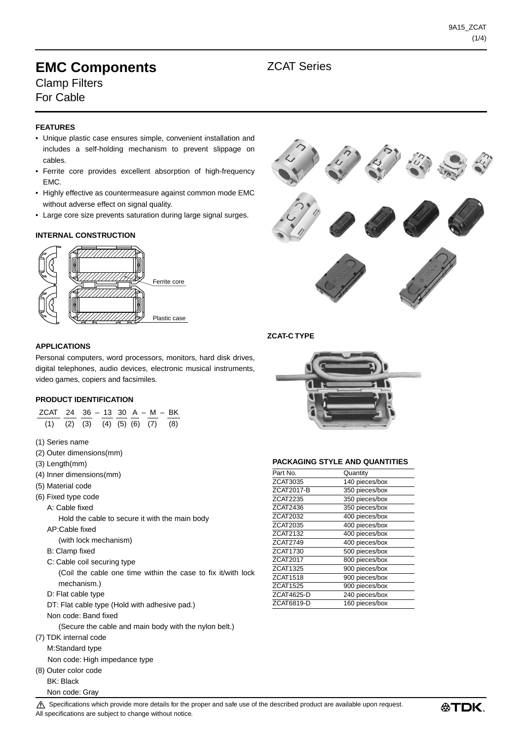# EMC Components

## Clamp Filters
## For Cable

## ZCAT Series

### FEATURES

- Unique plastic case ensures simple, convenient installation and includes a self-holding mechanism to prevent slippage on cables.
- Ferrite core provides excellent absorption of high-frequency EMC.
- Highly effective as countermeasure against common mode EMC without adverse effect on signal quality.
- Large core size prevents saturation during large signal surges.

### INTERNAL CONSTRUCTION

Ferrite core

Plastic case

### APPLICATIONS

Personal computers, word processors, monitors, hard disk drives, digital telephones, audio devices, electronic musical instruments, video games, copiers and facsimiles.

### PRODUCT IDENTIFICATION

| ZCAT | 24 | 36 | – | 13 | 30 | A | – | M | – | BK |
|---|---|---|---|---|---|---|---|---|---|---|
| (1) | (2) | (3) | | (4) | (5) | (6) | | (7) | | (8) |

(1) Series name

(2) Outer dimensions(mm)

(3) Length(mm)

(4) Inner dimensions(mm)

(5) Material code

(6) Fixed type code

A: Cable fixed
Hold the cable to secure it with the main body

AP:Cable fixed
(with lock mechanism)

B: Clamp fixed

C: Cable coil securing type
(Coil the cable one time within the case to fix it/with lock mechanism.)

D: Flat cable type

DT: Flat cable type (Hold with adhesive pad.)

Non code: Band fixed
(Secure the cable and main body with the nylon belt.)

(7) TDK internal code

M:Standard type

Non code: High impedance type

(8) Outer color code

BK: Black

Non code: Gray

### ZCAT-C TYPE

### PACKAGING STYLE AND QUANTITIES

| Part No. | Quantity |
|---|---|
| ZCAT3035 | 140 pieces/box |
| ZCAT2017-B | 350 pieces/box |
| ZCAT2235 | 350 pieces/box |
| ZCAT2436 | 350 pieces/box |
| ZCAT2032 | 400 pieces/box |
| ZCAT2035 | 400 pieces/box |
| ZCAT2132 | 400 pieces/box |
| ZCAT2749 | 400 pieces/box |
| ZCAT1730 | 500 pieces/box |
| ZCAT2017 | 800 pieces/box |
| ZCAT1325 | 900 pieces/box |
| ZCAT1518 | 900 pieces/box |
| ZCAT1525 | 900 pieces/box |
| ZCAT4625-D | 240 pieces/box |
| ZCAT6819-D | 160 pieces/box |

⚠ Specifications which provide more details for the proper and safe use of the described product are available upon request.
All specifications are subject to change without notice.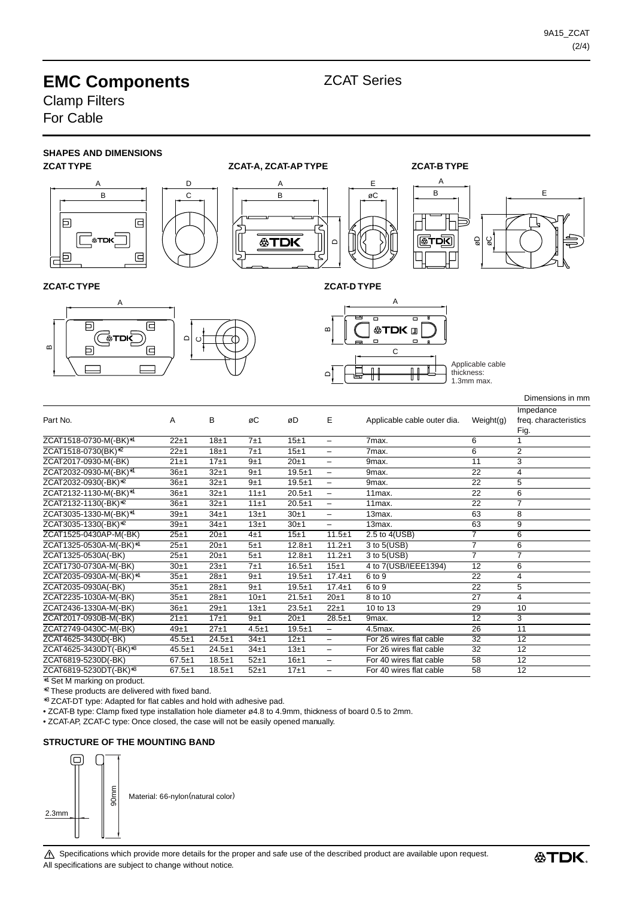# EMC Components

ZCAT Series

Clamp Filters
For Cable

## SHAPES AND DIMENSIONS

**ZCAT TYPE**

**ZCAT-A, ZCAT-AP TYPE**

**ZCAT-B TYPE**

**ZCAT-C TYPE**

**ZCAT-D TYPE**

Applicable cable thickness: 1.3mm max.

Dimensions in mm

| Part No. | A | B | øC | øD | E | Applicable cable outer dia. | Weight(g) | Impedance freq. characteristics Fig. |
|---|---|---|---|---|---|---|---|---|
| ZCAT1518-0730-M(-BK)*1 | 22±1 | 18±1 | 7±1 | 15±1 | – | 7max. | 6 | 1 |
| ZCAT1518-0730(BK)*2 | 22±1 | 18±1 | 7±1 | 15±1 | – | 7max. | 6 | 2 |
| ZCAT2017-0930-M(-BK) | 21±1 | 17±1 | 9±1 | 20±1 | – | 9max. | 11 | 3 |
| ZCAT2032-0930-M(-BK)*1 | 36±1 | 32±1 | 9±1 | 19.5±1 | – | 9max. | 22 | 4 |
| ZCAT2032-0930(-BK)*2 | 36±1 | 32±1 | 9±1 | 19.5±1 | – | 9max. | 22 | 5 |
| ZCAT2132-1130-M(-BK)*1 | 36±1 | 32±1 | 11±1 | 20.5±1 | – | 11max. | 22 | 6 |
| ZCAT2132-1130(-BK)*2 | 36±1 | 32±1 | 11±1 | 20.5±1 | – | 11max. | 22 | 7 |
| ZCAT3035-1330-M(-BK)*1 | 39±1 | 34±1 | 13±1 | 30±1 | – | 13max. | 63 | 8 |
| ZCAT3035-1330(-BK)*2 | 39±1 | 34±1 | 13±1 | 30±1 | – | 13max. | 63 | 9 |
| ZCAT1525-0430AP-M(-BK) | 25±1 | 20±1 | 4±1 | 15±1 | 11.5±1 | 2.5 to 4(USB) | 7 | 6 |
| ZCAT1325-0530A-M(-BK)*1 | 25±1 | 20±1 | 5±1 | 12.8±1 | 11.2±1 | 3 to 5(USB) | 7 | 6 |
| ZCAT1325-0530A(-BK) | 25±1 | 20±1 | 5±1 | 12.8±1 | 11.2±1 | 3 to 5(USB) | 7 | 7 |
| ZCAT1730-0730A-M(-BK) | 30±1 | 23±1 | 7±1 | 16.5±1 | 15±1 | 4 to 7(USB/IEEE1394) | 12 | 6 |
| ZCAT2035-0930A-M(-BK)*1 | 35±1 | 28±1 | 9±1 | 19.5±1 | 17.4±1 | 6 to 9 | 22 | 4 |
| ZCAT2035-0930A(-BK) | 35±1 | 28±1 | 9±1 | 19.5±1 | 17.4±1 | 6 to 9 | 22 | 5 |
| ZCAT2235-1030A-M(-BK) | 35±1 | 28±1 | 10±1 | 21.5±1 | 20±1 | 8 to 10 | 27 | 4 |
| ZCAT2436-1330A-M(-BK) | 36±1 | 29±1 | 13±1 | 23.5±1 | 22±1 | 10 to 13 | 29 | 10 |
| ZCAT2017-0930B-M(-BK) | 21±1 | 17±1 | 9±1 | 20±1 | 28.5±1 | 9max. | 12 | 3 |
| ZCAT2749-0430C-M(-BK) | 49±1 | 27±1 | 4.5±1 | 19.5±1 | – | 4.5max. | 26 | 11 |
| ZCAT4625-3430D(-BK) | 45.5±1 | 24.5±1 | 34±1 | 12±1 | – | For 26 wires flat cable | 32 | 12 |
| ZCAT4625-3430DT(-BK)*3 | 45.5±1 | 24.5±1 | 34±1 | 13±1 | – | For 26 wires flat cable | 32 | 12 |
| ZCAT6819-5230D(-BK) | 67.5±1 | 18.5±1 | 52±1 | 16±1 | – | For 40 wires flat cable | 58 | 12 |
| ZCAT6819-5230DT(-BK)*3 | 67.5±1 | 18.5±1 | 52±1 | 17±1 | – | For 40 wires flat cable | 58 | 12 |

*1 Set M marking on product.
*2 These products are delivered with fixed band.
*3 ZCAT-DT type: Adapted for flat cables and hold with adhesive pad.

- ZCAT-B type: Clamp fixed type installation hole diameter ø4.8 to 4.9mm, thickness of board 0.5 to 2mm.
- ZCAT-AP, ZCAT-C type: Once closed, the case will not be easily opened manually.

## STRUCTURE OF THE MOUNTING BAND

2.3mm

90mm

Material: 66-nylon(natural color)

⚠ Specifications which provide more details for the proper and safe use of the described product are available upon request.
All specifications are subject to change without notice.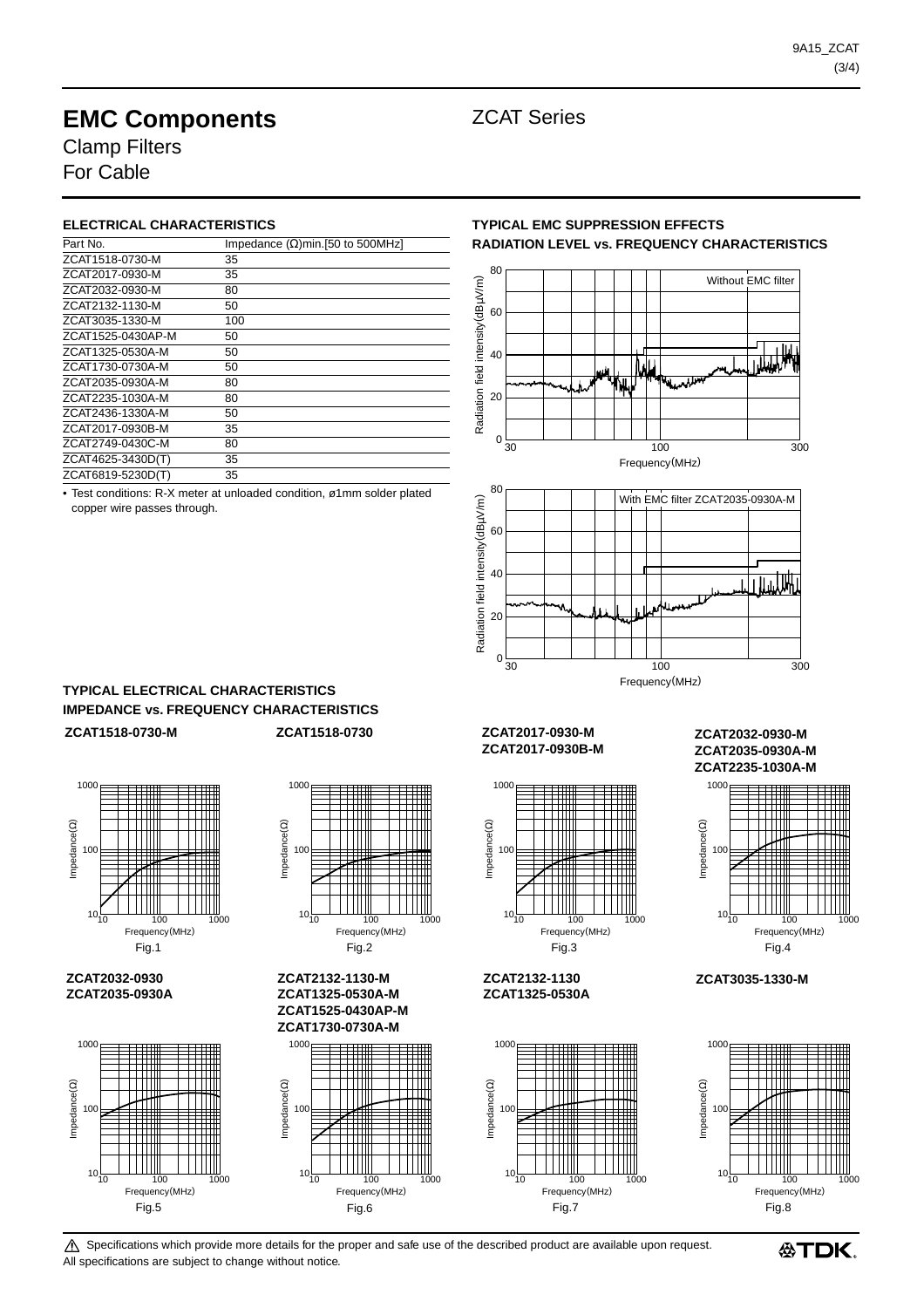# EMC Components

## Clamp Filters
## For Cable

ZCAT Series

### ELECTRICAL CHARACTERISTICS

| Part No. | Impedance (Ω)min.[50 to 500MHz] |
|---|---|
| ZCAT1518-0730-M | 35 |
| ZCAT2017-0930-M | 35 |
| ZCAT2032-0930-M | 80 |
| ZCAT2132-1130-M | 50 |
| ZCAT3035-1330-M | 100 |
| ZCAT1525-0430AP-M | 50 |
| ZCAT1325-0530A-M | 50 |
| ZCAT1730-0730A-M | 50 |
| ZCAT2035-0930A-M | 80 |
| ZCAT2235-1030A-M | 80 |
| ZCAT2436-1330A-M | 50 |
| ZCAT2017-0930B-M | 35 |
| ZCAT2749-0430C-M | 80 |
| ZCAT4625-3430D(T) | 35 |
| ZCAT6819-5230D(T) | 35 |

- Test conditions: R-X meter at unloaded condition, ø1mm solder plated copper wire passes through.

### TYPICAL EMC SUPPRESSION EFFECTS
### RADIATION LEVEL vs. FREQUENCY CHARACTERISTICS

Without EMC filter

With EMC filter ZCAT2035-0930A-M

### TYPICAL ELECTRICAL CHARACTERISTICS
### IMPEDANCE vs. FREQUENCY CHARACTERISTICS

**ZCAT1518-0730-M**

Fig.1

**ZCAT1518-0730**

Fig.2

**ZCAT2017-0930-M**
**ZCAT2017-0930B-M**

Fig.3

**ZCAT2032-0930-M**
**ZCAT2035-0930A-M**
**ZCAT2235-1030A-M**

Fig.4

**ZCAT2032-0930**
**ZCAT2035-0930A**

Fig.5

**ZCAT2132-1130-M**
**ZCAT1325-0530A-M**
**ZCAT1525-0430AP-M**
**ZCAT1730-0730A-M**

Fig.6

**ZCAT2132-1130**
**ZCAT1325-0530A**

Fig.7

**ZCAT3035-1330-M**

Fig.8

⚠ Specifications which provide more details for the proper and safe use of the described product are available upon request.
All specifications are subject to change without notice.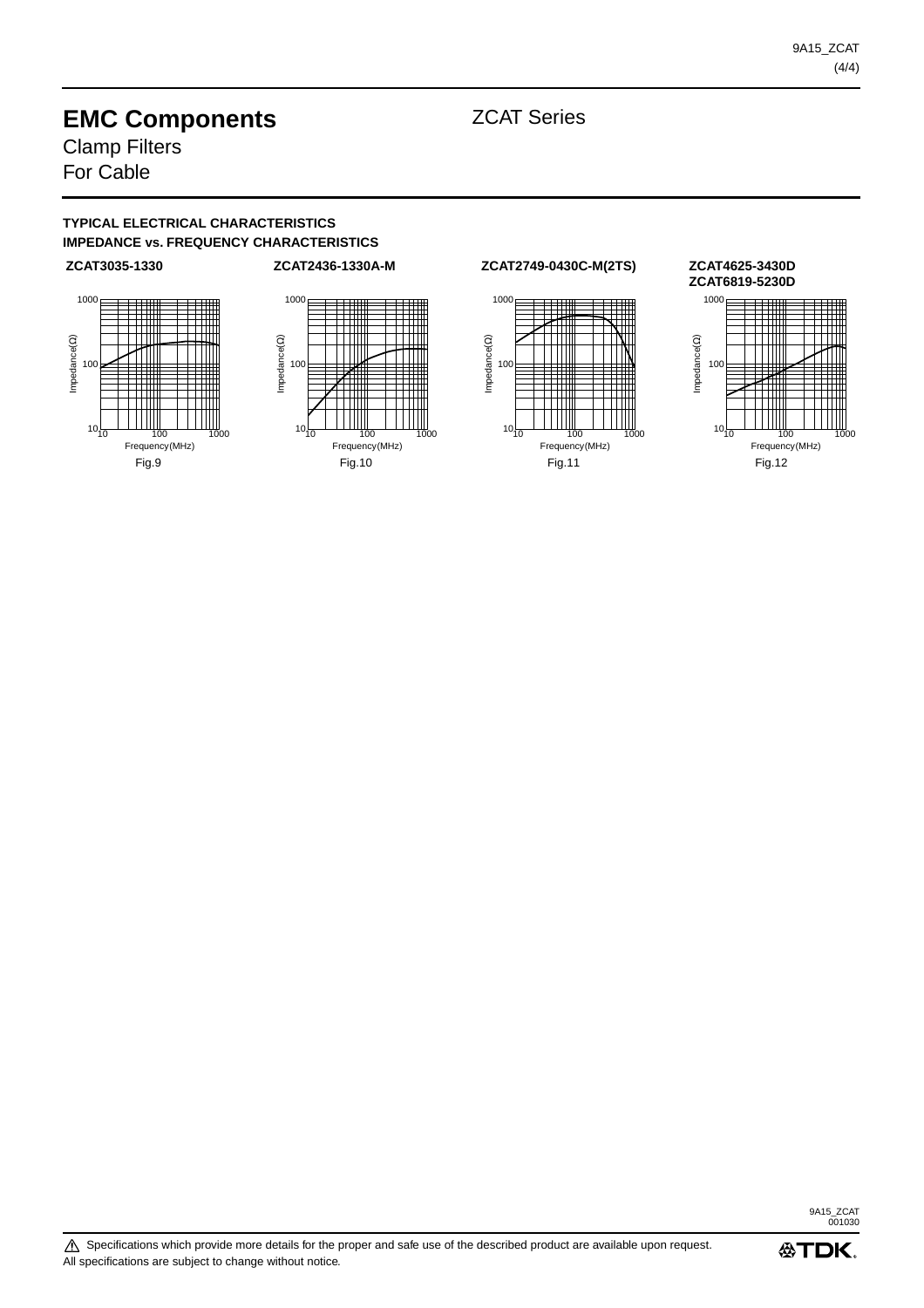# EMC Components

ZCAT Series

Clamp Filters
For Cable

**TYPICAL ELECTRICAL CHARACTERISTICS**
**IMPEDANCE vs. FREQUENCY CHARACTERISTICS**

**ZCAT3035-1330**

1000
100
10
Impedance(Ω)
10
100
1000
Frequency(MHz)

Fig.9

**ZCAT2436-1330A-M**

1000
100
10
Impedance(Ω)
10
100
1000
Frequency(MHz)

Fig.10

**ZCAT2749-0430C-M(2TS)**

1000
100
10
Impedance(Ω)
10
100
1000
Frequency(MHz)

Fig.11

**ZCAT4625-3430D**
**ZCAT6819-5230D**

1000
100
10
Impedance(Ω)
10
100
1000
Frequency(MHz)

Fig.12

9A15_ZCAT
001030

⚠ Specifications which provide more details for the proper and safe use of the described product are available upon request.
All specifications are subject to change without notice.